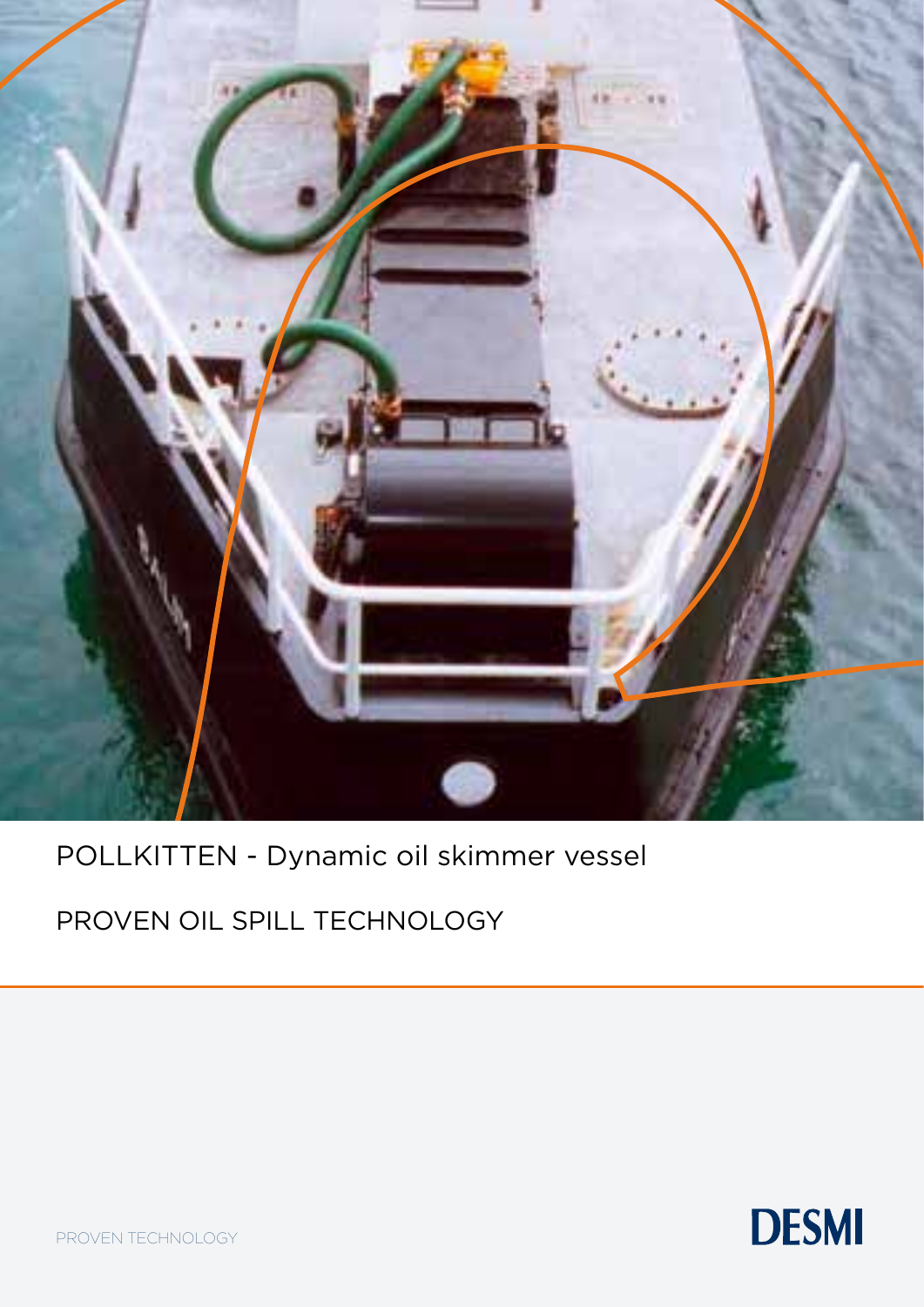# POLLKITTEN - Dynamic oil skimmer vessel

## PROVEN OIL SPILL TECHNOLOGY

PROVEN TECHNOLOGY

DESMI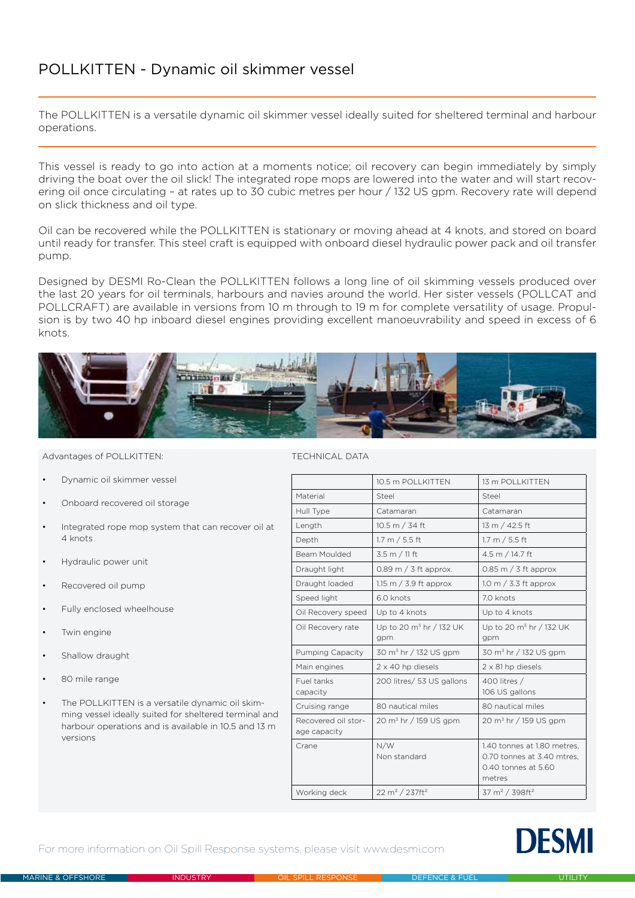# POLLKITTEN - Dynamic oil skimmer vessel

The POLLKITTEN is a versatile dynamic oil skimmer vessel ideally suited for sheltered terminal and harbour operations.

This vessel is ready to go into action at a moments notice; oil recovery can begin immediately by simply driving the boat over the oil slick! The integrated rope mops are lowered into the water and will start recovering oil once circulating – at rates up to 30 cubic metres per hour / 132 US gpm. Recovery rate will depend on slick thickness and oil type.

Oil can be recovered while the POLLKITTEN is stationary or moving ahead at 4 knots, and stored on board until ready for transfer. This steel craft is equipped with onboard diesel hydraulic power pack and oil transfer pump.

Designed by DESMI Ro-Clean the POLLKITTEN follows a long line of oil skimming vessels produced over the last 20 years for oil terminals, harbours and navies around the world. Her sister vessels (POLLCAT and POLLCRAFT) are available in versions from 10 m through to 19 m for complete versatility of usage. Propulsion is by two 40 hp inboard diesel engines providing excellent manoeuvrability and speed in excess of 6 knots.

Advantages of POLLKITTEN:

- Dynamic oil skimmer vessel
- Onboard recovered oil storage
- Integrated rope mop system that can recover oil at 4 knots
- Hydraulic power unit
- Recovered oil pump
- Fully enclosed wheelhouse
- Twin engine
- Shallow draught
- 80 mile range
- The POLLKITTEN is a versatile dynamic oil skimming vessel ideally suited for sheltered terminal and harbour operations and is available in 10.5 and 13 m versions

TECHNICAL DATA

| | 10.5 m POLLKITTEN | 13 m POLLKITTEN |
|---|---|---|
| Material | Steel | Steel |
| Hull Type | Catamaran | Catamaran |
| Length | 10.5 m / 34 ft | 13 m / 42.5 ft |
| Depth | 1.7 m / 5.5 ft | 1.7 m / 5.5 ft |
| Beam Moulded | 3.5 m / 11 ft | 4.5 m / 14.7 ft |
| Draught light | 0.89 m / 3 ft approx. | 0.85 m / 3 ft approx |
| Draught loaded | 1.15 m / 3.9 ft approx | 1.0 m / 3.3 ft approx |
| Speed light | 6.0 knots | 7.0 knots |
| Oil Recovery speed | Up to 4 knots | Up to 4 knots |
| Oil Recovery rate | Up to 20 $m^3$ hr / 132 UK gpm | Up to 20 $m^3$ hr / 132 UK gpm |
| Pumping Capacity | 30 $m^3$ hr / 132 US gpm | 30 $m^3$ hr / 132 US gpm |
| Main engines | 2 x 40 hp diesels | 2 x 81 hp diesels |
| Fuel tanks capacity | 200 litres/ 53 US gallons | 400 litres / 106 US gallons |
| Cruising range | 80 nautical miles | 80 nautical miles |
| Recovered oil storage capacity | 20 $m^3$ hr / 159 US gpm | 20 $m^3$ hr / 159 US gpm |
| Crane | N/W Non standard | 1.40 tonnes at 1.80 metres, 0.70 tonnes at 3.40 mtres, 0.40 tonnes at 5.60 metres |
| Working deck | 22 $m^2$ / 237$ft^2$ | 37 $m^2$ / 398$ft^2$ |

For more information on Oil Spill Response systems, please visit www.desmi.com

DESMI

MARINE & OFFSHORE | INDUSTRY | OIL SPILL RESPONSE | DEFENCE & FUEL | UTILITY